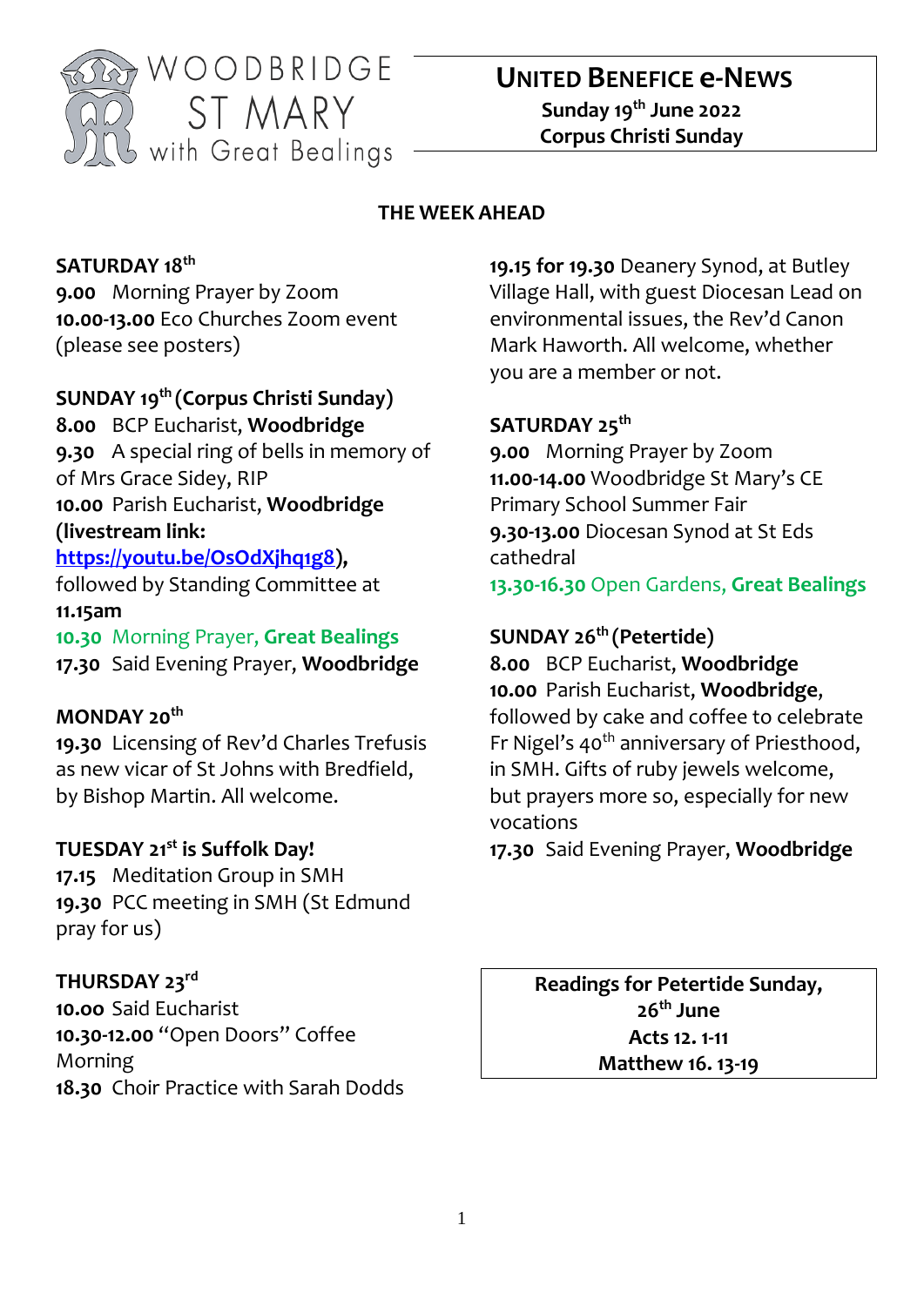WOODBRIDGE
ST MARY
with Great Bealings

# UNITED BENEFICE e-NEWS

**Sunday 19th June 2022**
**Corpus Christi Sunday**

## THE WEEK AHEAD

**SATURDAY 18th**
**9.00** Morning Prayer by Zoom
**10.00-13.00** Eco Churches Zoom event (please see posters)

**SUNDAY 19th (Corpus Christi Sunday)**
**8.00** BCP Eucharist, **Woodbridge**
**9.30** A special ring of bells in memory of of Mrs Grace Sidey, RIP
**10.00** Parish Eucharist, **Woodbridge (livestream link: [https://youtu.be/OsOdXjhq1g8](https://youtu.be/OsOdXjhq1g8)),** followed by Standing Committee at **11.15am**
**10.30** Morning Prayer, **Great Bealings**
**17.30** Said Evening Prayer, **Woodbridge**

**MONDAY 20th**
**19.30** Licensing of Rev'd Charles Trefusis as new vicar of St Johns with Bredfield, by Bishop Martin. All welcome.

**TUESDAY 21st is Suffolk Day!**
**17.15** Meditation Group in SMH
**19.30** PCC meeting in SMH (St Edmund pray for us)

**THURSDAY 23rd**
**10.00** Said Eucharist
**10.30-12.00** "Open Doors" Coffee Morning
**18.30** Choir Practice with Sarah Dodds
**19.15 for 19.30** Deanery Synod, at Butley Village Hall, with guest Diocesan Lead on environmental issues, the Rev'd Canon Mark Haworth. All welcome, whether you are a member or not.

**SATURDAY 25th**
**9.00** Morning Prayer by Zoom
**11.00-14.00** Woodbridge St Mary's CE Primary School Summer Fair
**9.30-13.00** Diocesan Synod at St Eds cathedral
**13.30-16.30** Open Gardens, **Great Bealings**

**SUNDAY 26th (Petertide)**
**8.00** BCP Eucharist, **Woodbridge**
**10.00** Parish Eucharist, **Woodbridge**, followed by cake and coffee to celebrate Fr Nigel's 40th anniversary of Priesthood, in SMH. Gifts of ruby jewels welcome, but prayers more so, especially for new vocations
**17.30** Said Evening Prayer, **Woodbridge**

**Readings for Petertide Sunday, 26th June**
**Acts 12. 1-11**
**Matthew 16. 13-19**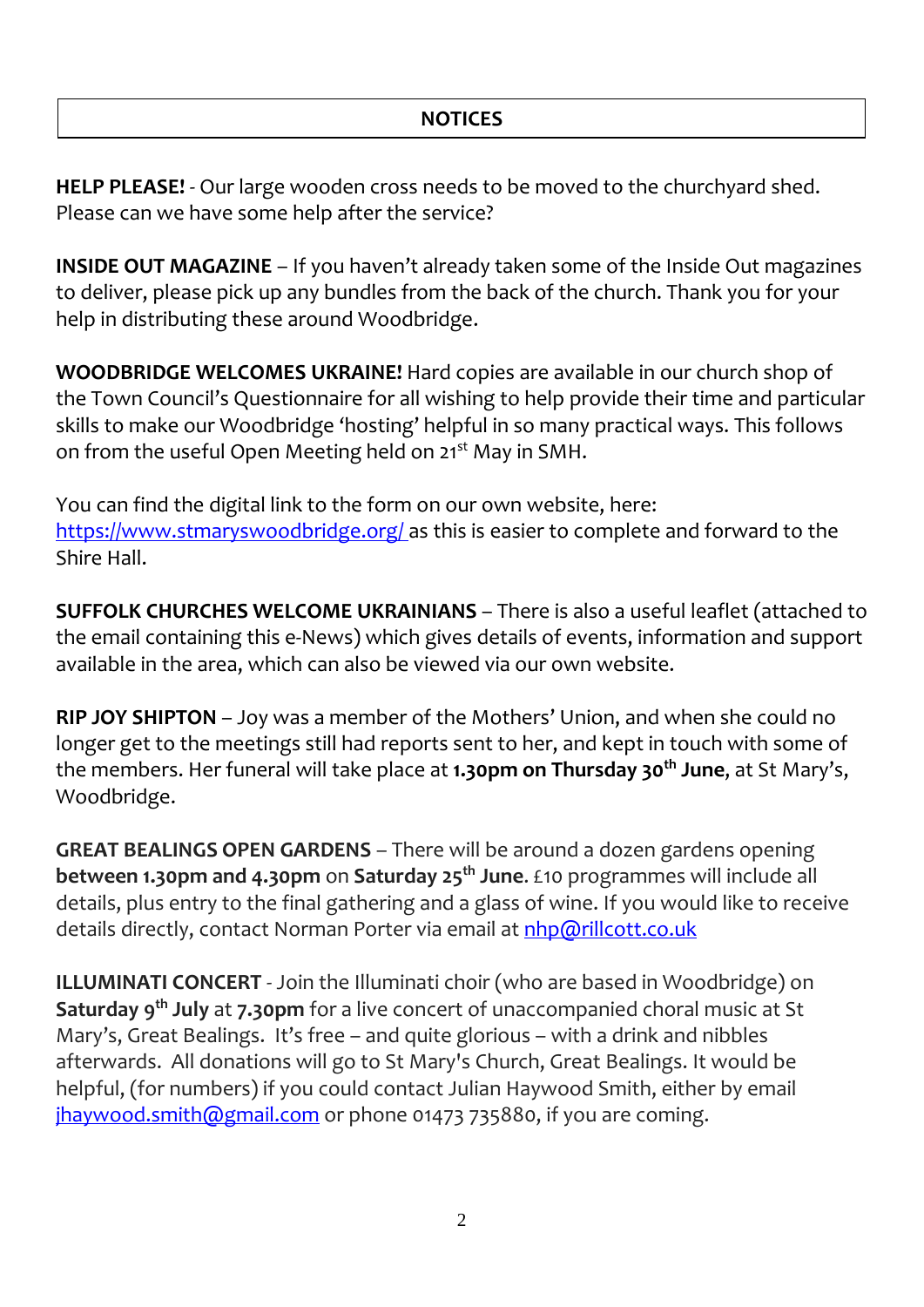## NOTICES

**HELP PLEASE!** - Our large wooden cross needs to be moved to the churchyard shed. Please can we have some help after the service?

**INSIDE OUT MAGAZINE** – If you haven't already taken some of the Inside Out magazines to deliver, please pick up any bundles from the back of the church. Thank you for your help in distributing these around Woodbridge.

**WOODBRIDGE WELCOMES UKRAINE!** Hard copies are available in our church shop of the Town Council's Questionnaire for all wishing to help provide their time and particular skills to make our Woodbridge 'hosting' helpful in so many practical ways. This follows on from the useful Open Meeting held on 21st May in SMH.

You can find the digital link to the form on our own website, here: [https://www.stmaryswoodbridge.org/](https://www.stmaryswoodbridge.org/) as this is easier to complete and forward to the Shire Hall.

**SUFFOLK CHURCHES WELCOME UKRAINIANS** – There is also a useful leaflet (attached to the email containing this e-News) which gives details of events, information and support available in the area, which can also be viewed via our own website.

**RIP JOY SHIPTON** – Joy was a member of the Mothers' Union, and when she could no longer get to the meetings still had reports sent to her, and kept in touch with some of the members. Her funeral will take place at **1.30pm on Thursday 30th June**, at St Mary's, Woodbridge.

**GREAT BEALINGS OPEN GARDENS** – There will be around a dozen gardens opening **between 1.30pm and 4.30pm** on **Saturday 25th June**. £10 programmes will include all details, plus entry to the final gathering and a glass of wine. If you would like to receive details directly, contact Norman Porter via email at [nhp@rillcott.co.uk](mailto:nhp@rillcott.co.uk)

**ILLUMINATI CONCERT** - Join the Illuminati choir (who are based in Woodbridge) on **Saturday 9th July** at **7.30pm** for a live concert of unaccompanied choral music at St Mary's, Great Bealings. It's free – and quite glorious – with a drink and nibbles afterwards. All donations will go to St Mary's Church, Great Bealings. It would be helpful, (for numbers) if you could contact Julian Haywood Smith, either by email [jhaywood.smith@gmail.com](mailto:jhaywood.smith@gmail.com) or phone 01473 735880, if you are coming.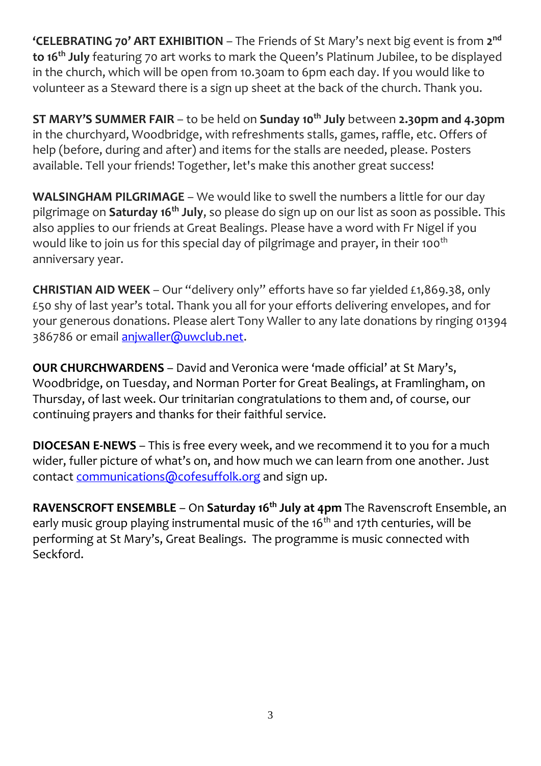**'CELEBRATING 70' ART EXHIBITION** – The Friends of St Mary's next big event is from **2nd to 16th July** featuring 70 art works to mark the Queen's Platinum Jubilee, to be displayed in the church, which will be open from 10.30am to 6pm each day. If you would like to volunteer as a Steward there is a sign up sheet at the back of the church. Thank you.

**ST MARY'S SUMMER FAIR** – to be held on **Sunday 10th July** between **2.30pm and 4.30pm** in the churchyard, Woodbridge, with refreshments stalls, games, raffle, etc. Offers of help (before, during and after) and items for the stalls are needed, please. Posters available. Tell your friends! Together, let's make this another great success!

**WALSINGHAM PILGRIMAGE** – We would like to swell the numbers a little for our day pilgrimage on **Saturday 16th July**, so please do sign up on our list as soon as possible. This also applies to our friends at Great Bealings. Please have a word with Fr Nigel if you would like to join us for this special day of pilgrimage and prayer, in their 100th anniversary year.

**CHRISTIAN AID WEEK** – Our "delivery only" efforts have so far yielded £1,869.38, only £50 shy of last year's total. Thank you all for your efforts delivering envelopes, and for your generous donations. Please alert Tony Waller to any late donations by ringing 01394 386786 or email anjwaller@uwclub.net.

**OUR CHURCHWARDENS** – David and Veronica were 'made official' at St Mary's, Woodbridge, on Tuesday, and Norman Porter for Great Bealings, at Framlingham, on Thursday, of last week. Our trinitarian congratulations to them and, of course, our continuing prayers and thanks for their faithful service.

**DIOCESAN E-NEWS** – This is free every week, and we recommend it to you for a much wider, fuller picture of what's on, and how much we can learn from one another. Just contact communications@cofesuffolk.org and sign up.

**RAVENSCROFT ENSEMBLE** – On **Saturday 16th July at 4pm** The Ravenscroft Ensemble, an early music group playing instrumental music of the 16th and 17th centuries, will be performing at St Mary's, Great Bealings. The programme is music connected with Seckford.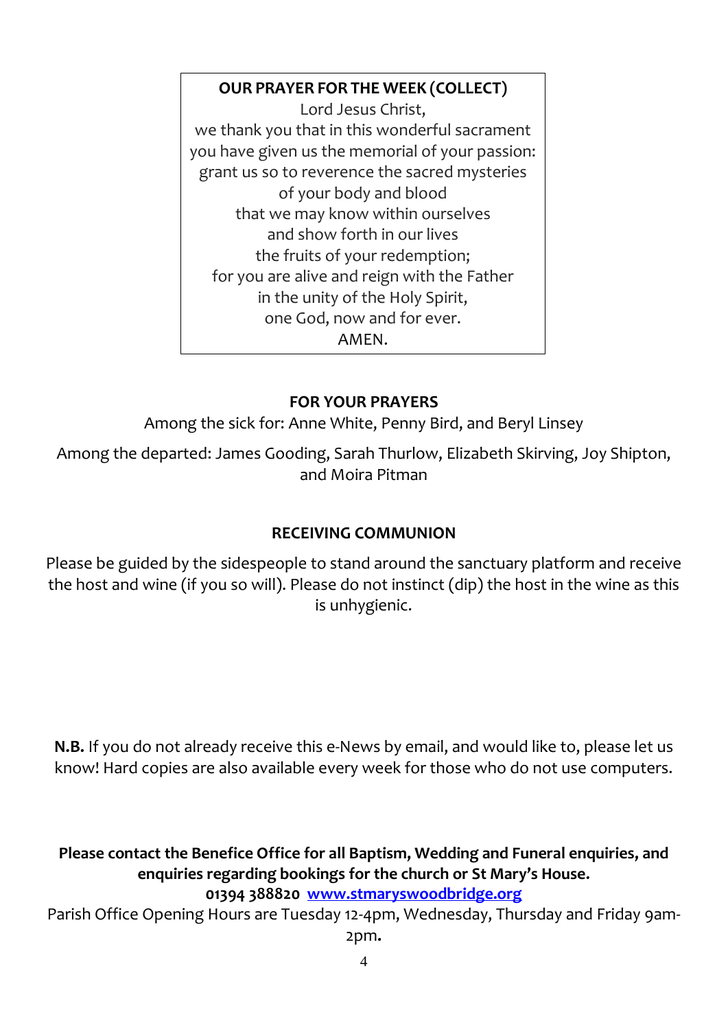**OUR PRAYER FOR THE WEEK (COLLECT)**

Lord Jesus Christ,
we thank you that in this wonderful sacrament
you have given us the memorial of your passion:
grant us so to reverence the sacred mysteries
of your body and blood
that we may know within ourselves
and show forth in our lives
the fruits of your redemption;
for you are alive and reign with the Father
in the unity of the Holy Spirit,
one God, now and for ever.
AMEN.

**FOR YOUR PRAYERS**

Among the sick for: Anne White, Penny Bird, and Beryl Linsey

Among the departed: James Gooding, Sarah Thurlow, Elizabeth Skirving, Joy Shipton, and Moira Pitman

**RECEIVING COMMUNION**

Please be guided by the sidespeople to stand around the sanctuary platform and receive the host and wine (if you so will). Please do not instinct (dip) the host in the wine as this is unhygienic.

**N.B.** If you do not already receive this e-News by email, and would like to, please let us know! Hard copies are also available every week for those who do not use computers.

**Please contact the Benefice Office for all Baptism, Wedding and Funeral enquiries, and enquiries regarding bookings for the church or St Mary's House.**
**01394 388820 [www.stmaryswoodbridge.org](www.stmaryswoodbridge.org)**
Parish Office Opening Hours are Tuesday 12-4pm, Wednesday, Thursday and Friday 9am-2pm**.**